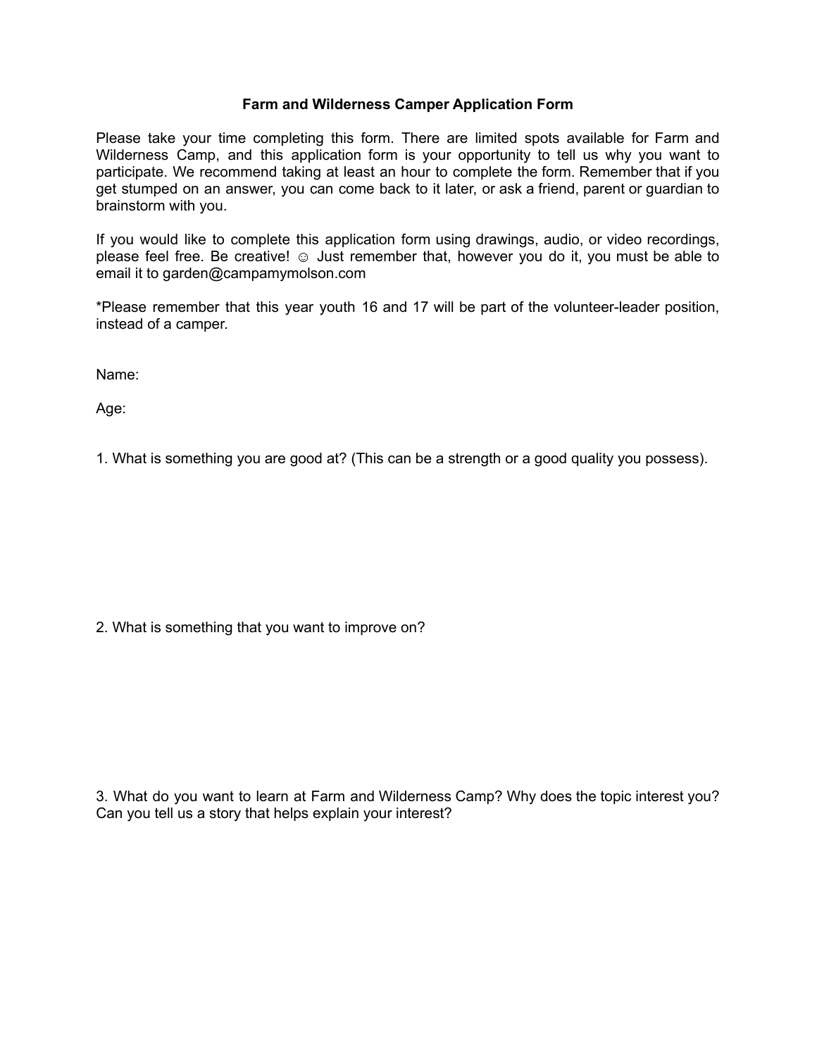# Farm and Wilderness Camper Application Form

Please take your time completing this form. There are limited spots available for Farm and Wilderness Camp, and this application form is your opportunity to tell us why you want to participate. We recommend taking at least an hour to complete the form. Remember that if you get stumped on an answer, you can come back to it later, or ask a friend, parent or guardian to brainstorm with you.

If you would like to complete this application form using drawings, audio, or video recordings, please feel free. Be creative! ☺ Just remember that, however you do it, you must be able to email it to garden@campamymolson.com

*Please remember that this year youth 16 and 17 will be part of the volunteer-leader position, instead of a camper.

Name:

Age:

1. What is something you are good at? (This can be a strength or a good quality you possess).

2. What is something that you want to improve on?

3. What do you want to learn at Farm and Wilderness Camp? Why does the topic interest you? Can you tell us a story that helps explain your interest?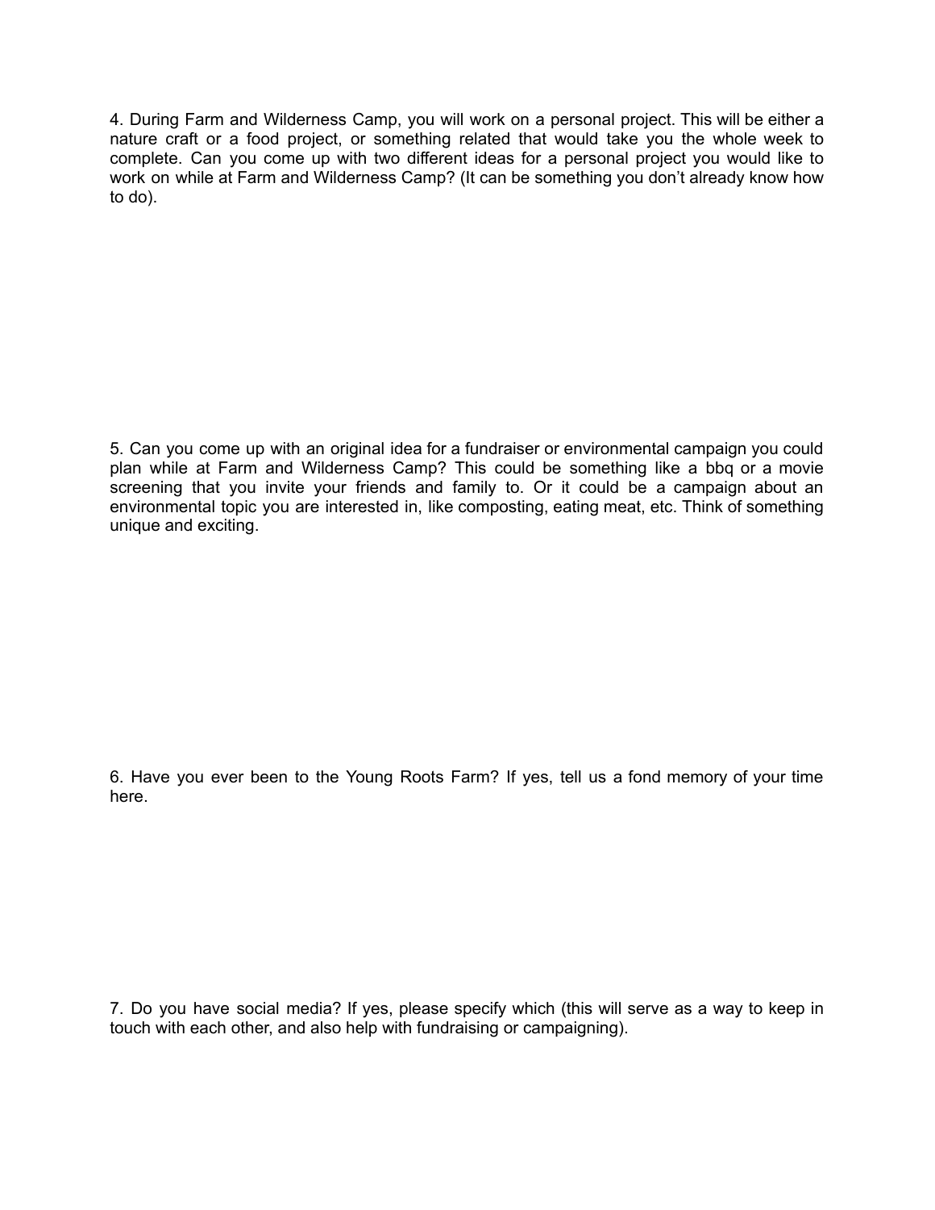4. During Farm and Wilderness Camp, you will work on a personal project. This will be either a nature craft or a food project, or something related that would take you the whole week to complete. Can you come up with two different ideas for a personal project you would like to work on while at Farm and Wilderness Camp? (It can be something you don't already know how to do).

5. Can you come up with an original idea for a fundraiser or environmental campaign you could plan while at Farm and Wilderness Camp? This could be something like a bbq or a movie screening that you invite your friends and family to. Or it could be a campaign about an environmental topic you are interested in, like composting, eating meat, etc. Think of something unique and exciting.

6. Have you ever been to the Young Roots Farm? If yes, tell us a fond memory of your time here.

7. Do you have social media? If yes, please specify which (this will serve as a way to keep in touch with each other, and also help with fundraising or campaigning).